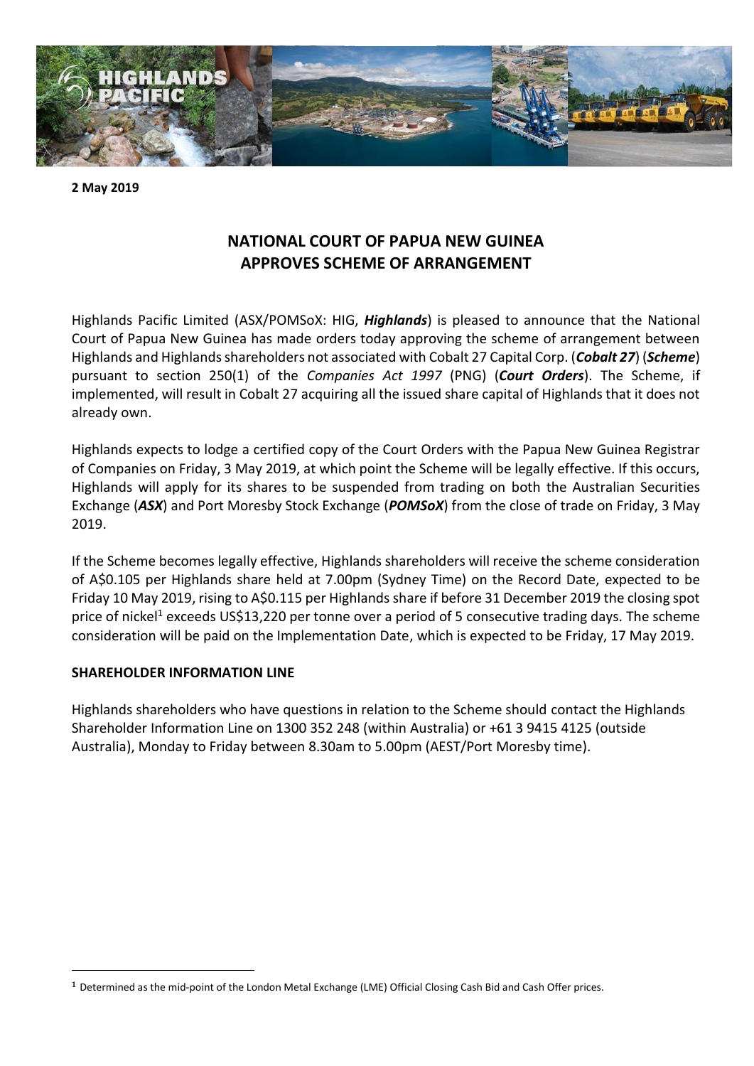**2 May 2019**

# NATIONAL COURT OF PAPUA NEW GUINEA APPROVES SCHEME OF ARRANGEMENT

Highlands Pacific Limited (ASX/POMSoX: HIG, ***Highlands***) is pleased to announce that the National Court of Papua New Guinea has made orders today approving the scheme of arrangement between Highlands and Highlands shareholders not associated with Cobalt 27 Capital Corp. (***Cobalt 27***) (***Scheme***) pursuant to section 250(1) of the *Companies Act 1997* (PNG) (***Court Orders***). The Scheme, if implemented, will result in Cobalt 27 acquiring all the issued share capital of Highlands that it does not already own.

Highlands expects to lodge a certified copy of the Court Orders with the Papua New Guinea Registrar of Companies on Friday, 3 May 2019, at which point the Scheme will be legally effective. If this occurs, Highlands will apply for its shares to be suspended from trading on both the Australian Securities Exchange (***ASX***) and Port Moresby Stock Exchange (***POMSoX***) from the close of trade on Friday, 3 May 2019.

If the Scheme becomes legally effective, Highlands shareholders will receive the scheme consideration of A$0.105 per Highlands share held at 7.00pm (Sydney Time) on the Record Date, expected to be Friday 10 May 2019, rising to A$0.115 per Highlands share if before 31 December 2019 the closing spot price of nickel[1] exceeds US$13,220 per tonne over a period of 5 consecutive trading days. The scheme consideration will be paid on the Implementation Date, which is expected to be Friday, 17 May 2019.

## SHAREHOLDER INFORMATION LINE

Highlands shareholders who have questions in relation to the Scheme should contact the Highlands Shareholder Information Line on 1300 352 248 (within Australia) or +61 3 9415 4125 (outside Australia), Monday to Friday between 8.30am to 5.00pm (AEST/Port Moresby time).

---

[1] Determined as the mid-point of the London Metal Exchange (LME) Official Closing Cash Bid and Cash Offer prices.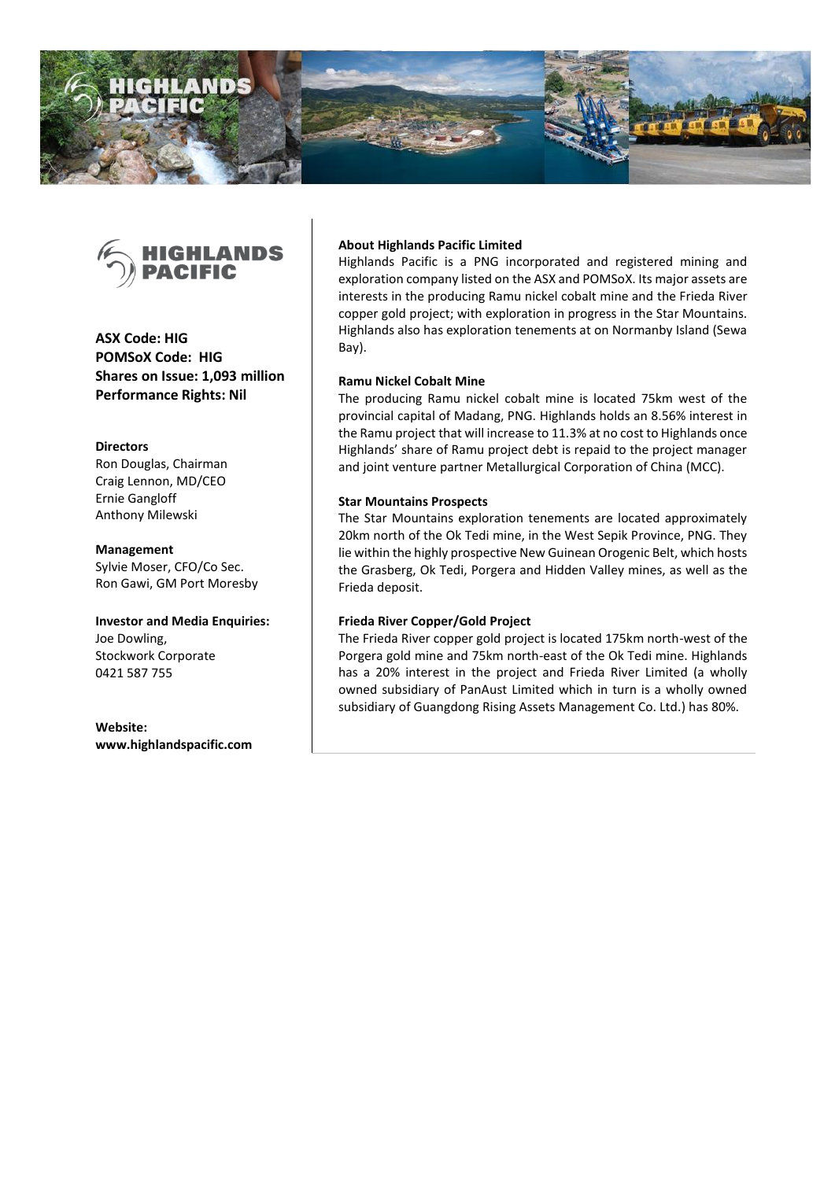**ASX Code: HIG**
**POMSoX Code: HIG**
**Shares on Issue: 1,093 million**
**Performance Rights: Nil**

**Directors**
Ron Douglas, Chairman
Craig Lennon, MD/CEO
Ernie Gangloff
Anthony Milewski

**Management**
Sylvie Moser, CFO/Co Sec.
Ron Gawi, GM Port Moresby

**Investor and Media Enquiries:**
Joe Dowling,
Stockwork Corporate
0421 587 755

**Website:**
**www.highlandspacific.com**

**About Highlands Pacific Limited**

Highlands Pacific is a PNG incorporated and registered mining and exploration company listed on the ASX and POMSoX. Its major assets are interests in the producing Ramu nickel cobalt mine and the Frieda River copper gold project; with exploration in progress in the Star Mountains. Highlands also has exploration tenements at on Normanby Island (Sewa Bay).

**Ramu Nickel Cobalt Mine**

The producing Ramu nickel cobalt mine is located 75km west of the provincial capital of Madang, PNG. Highlands holds an 8.56% interest in the Ramu project that will increase to 11.3% at no cost to Highlands once Highlands' share of Ramu project debt is repaid to the project manager and joint venture partner Metallurgical Corporation of China (MCC).

**Star Mountains Prospects**

The Star Mountains exploration tenements are located approximately 20km north of the Ok Tedi mine, in the West Sepik Province, PNG. They lie within the highly prospective New Guinean Orogenic Belt, which hosts the Grasberg, Ok Tedi, Porgera and Hidden Valley mines, as well as the Frieda deposit.

**Frieda River Copper/Gold Project**

The Frieda River copper gold project is located 175km north-west of the Porgera gold mine and 75km north-east of the Ok Tedi mine. Highlands has a 20% interest in the project and Frieda River Limited (a wholly owned subsidiary of PanAust Limited which in turn is a wholly owned subsidiary of Guangdong Rising Assets Management Co. Ltd.) has 80%.